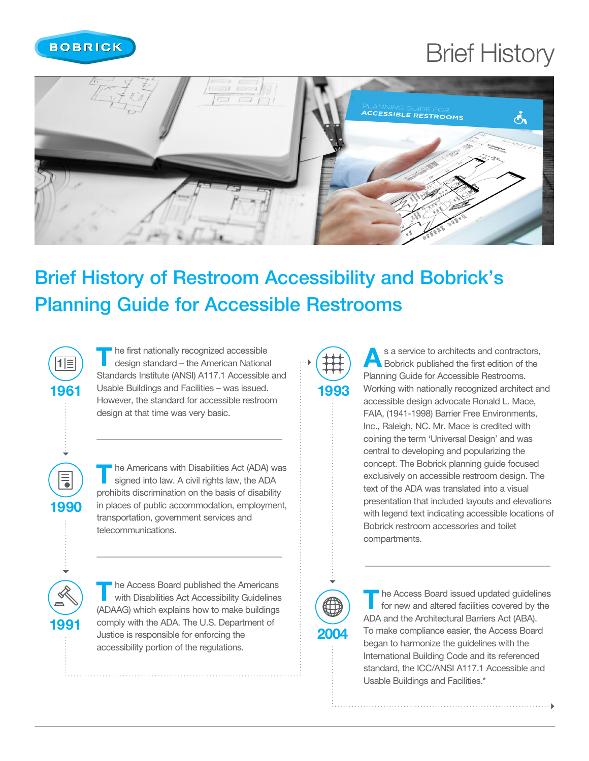BOBRICK

# Brief History

## Brief History of Restroom Accessibility and Bobrick's Planning Guide for Accessible Restrooms

**1961**

The first nationally recognized accessible design standard – the American National Standards Institute (ANSI) A117.1 Accessible and Usable Buildings and Facilities – was issued. However, the standard for accessible restroom design at that time was very basic.

**1990**

The Americans with Disabilities Act (ADA) was signed into law. A civil rights law, the ADA prohibits discrimination on the basis of disability in places of public accommodation, employment, transportation, government services and telecommunications.

**1991**

The Access Board published the Americans with Disabilities Act Accessibility Guidelines (ADAAG) which explains how to make buildings comply with the ADA. The U.S. Department of Justice is responsible for enforcing the accessibility portion of the regulations.

**1993**

As a service to architects and contractors, Bobrick published the first edition of the Planning Guide for Accessible Restrooms. Working with nationally recognized architect and accessible design advocate Ronald L. Mace, FAIA, (1941-1998) Barrier Free Environments, Inc., Raleigh, NC. Mr. Mace is credited with coining the term 'Universal Design' and was central to developing and popularizing the concept. The Bobrick planning guide focused exclusively on accessible restroom design. The text of the ADA was translated into a visual presentation that included layouts and elevations with legend text indicating accessible locations of Bobrick restroom accessories and toilet compartments.

**2004**

The Access Board issued updated guidelines for new and altered facilities covered by the ADA and the Architectural Barriers Act (ABA). To make compliance easier, the Access Board began to harmonize the guidelines with the International Building Code and its referenced standard, the ICC/ANSI A117.1 Accessible and Usable Buildings and Facilities.*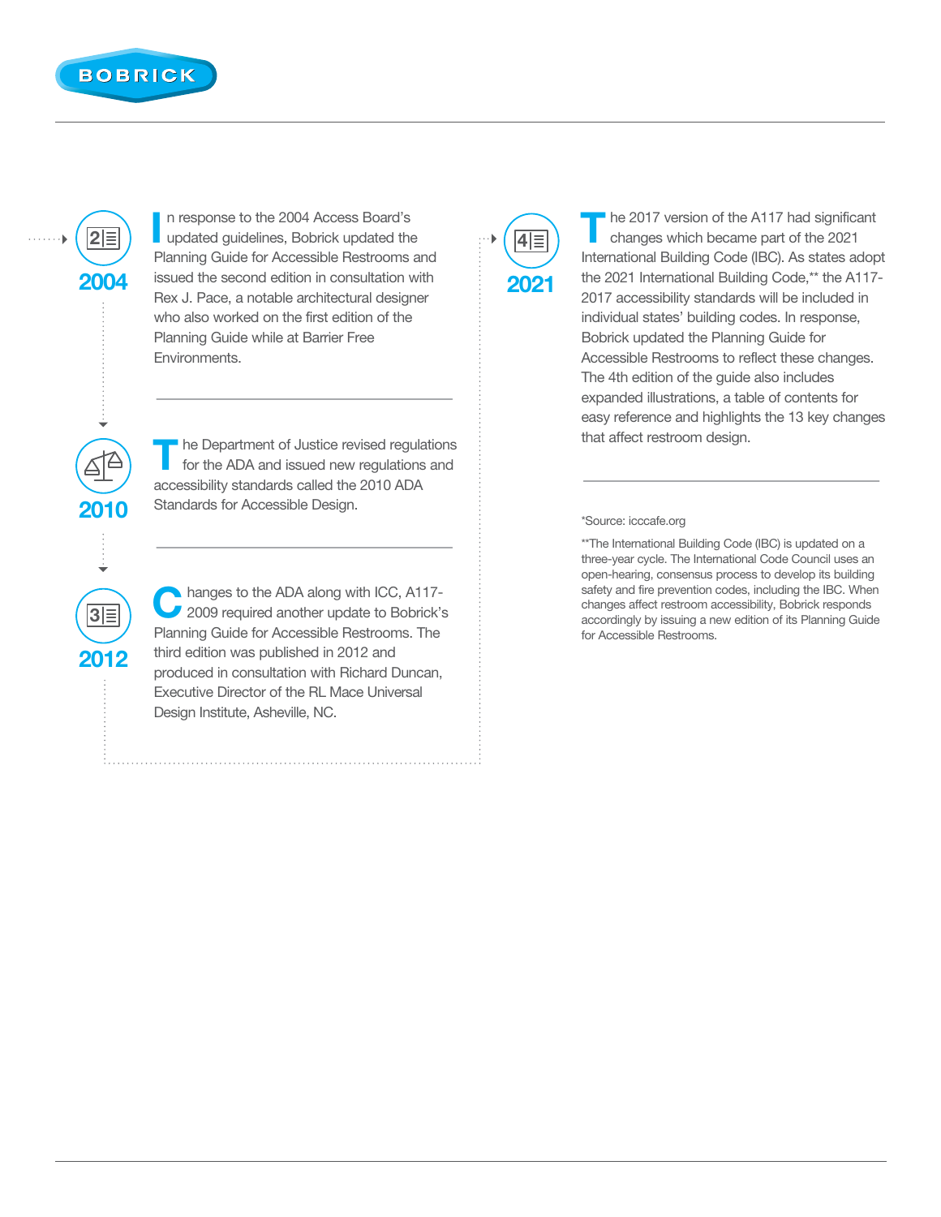**2004**

In response to the 2004 Access Board's updated guidelines, Bobrick updated the Planning Guide for Accessible Restrooms and issued the second edition in consultation with Rex J. Pace, a notable architectural designer who also worked on the first edition of the Planning Guide while at Barrier Free Environments.

**2010**

The Department of Justice revised regulations for the ADA and issued new regulations and accessibility standards called the 2010 ADA Standards for Accessible Design.

**2012**

Changes to the ADA along with ICC, A117-2009 required another update to Bobrick's Planning Guide for Accessible Restrooms. The third edition was published in 2012 and produced in consultation with Richard Duncan, Executive Director of the RL Mace Universal Design Institute, Asheville, NC.

**2021**

The 2017 version of the A117 had significant changes which became part of the 2021 International Building Code (IBC). As states adopt the 2021 International Building Code,** the A117-2017 accessibility standards will be included in individual states' building codes. In response, Bobrick updated the Planning Guide for Accessible Restrooms to reflect these changes. The 4th edition of the guide also includes expanded illustrations, a table of contents for easy reference and highlights the 13 key changes that affect restroom design.

*Source: icccafe.org

**The International Building Code (IBC) is updated on a three-year cycle. The International Code Council uses an open-hearing, consensus process to develop its building safety and fire prevention codes, including the IBC. When changes affect restroom accessibility, Bobrick responds accordingly by issuing a new edition of its Planning Guide for Accessible Restrooms.